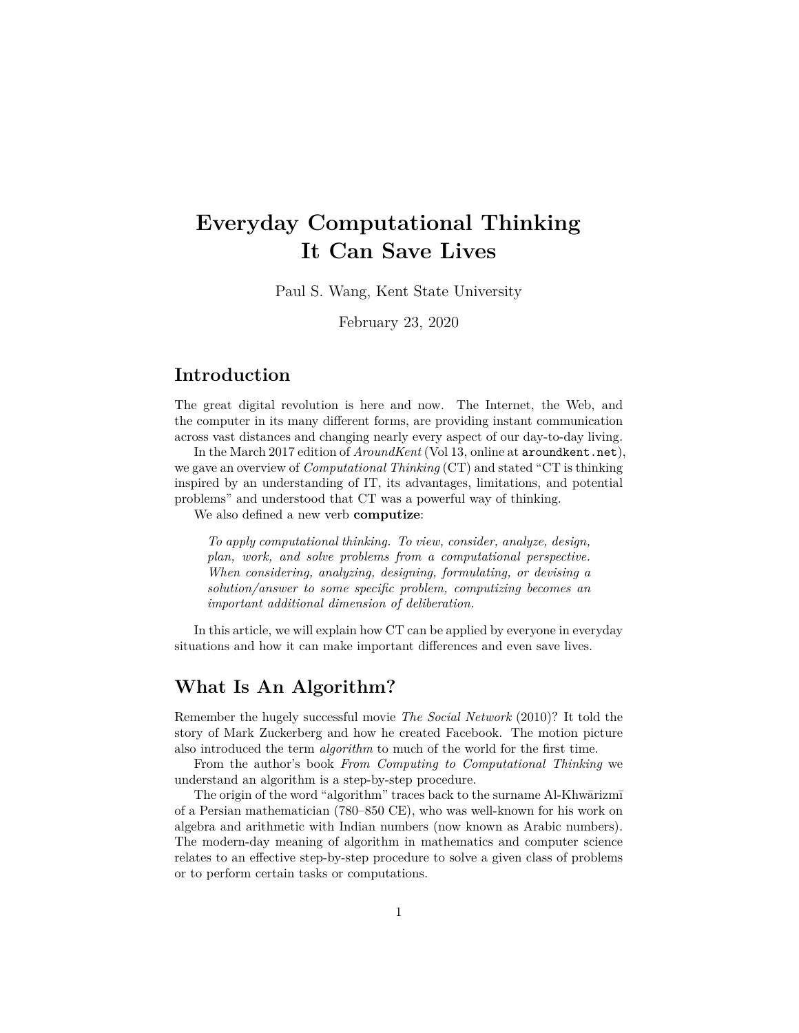# Everyday Computational Thinking It Can Save Lives

Paul S. Wang, Kent State University

February 23, 2020

## Introduction

The great digital revolution is here and now. The Internet, the Web, and the computer in its many different forms, are providing instant communication across vast distances and changing nearly every aspect of our day-to-day living.

In the March 2017 edition of *AroundKent* (Vol 13, online at `aroundkent.net`), we gave an overview of *Computational Thinking* (CT) and stated "CT is thinking inspired by an understanding of IT, its advantages, limitations, and potential problems" and understood that CT was a powerful way of thinking.

We also defined a new verb **computize**:

> *To apply computational thinking. To view, consider, analyze, design, plan, work, and solve problems from a computational perspective. When considering, analyzing, designing, formulating, or devising a solution/answer to some specific problem, computizing becomes an important additional dimension of deliberation.*

In this article, we will explain how CT can be applied by everyone in everyday situations and how it can make important differences and even save lives.

## What Is An Algorithm?

Remember the hugely successful movie *The Social Network* (2010)? It told the story of Mark Zuckerberg and how he created Facebook. The motion picture also introduced the term *algorithm* to much of the world for the first time.

From the author's book *From Computing to Computational Thinking* we understand an algorithm is a step-by-step procedure.

The origin of the word "algorithm" traces back to the surname Al-Khwārizmī of a Persian mathematician (780–850 CE), who was well-known for his work on algebra and arithmetic with Indian numbers (now known as Arabic numbers). The modern-day meaning of algorithm in mathematics and computer science relates to an effective step-by-step procedure to solve a given class of problems or to perform certain tasks or computations.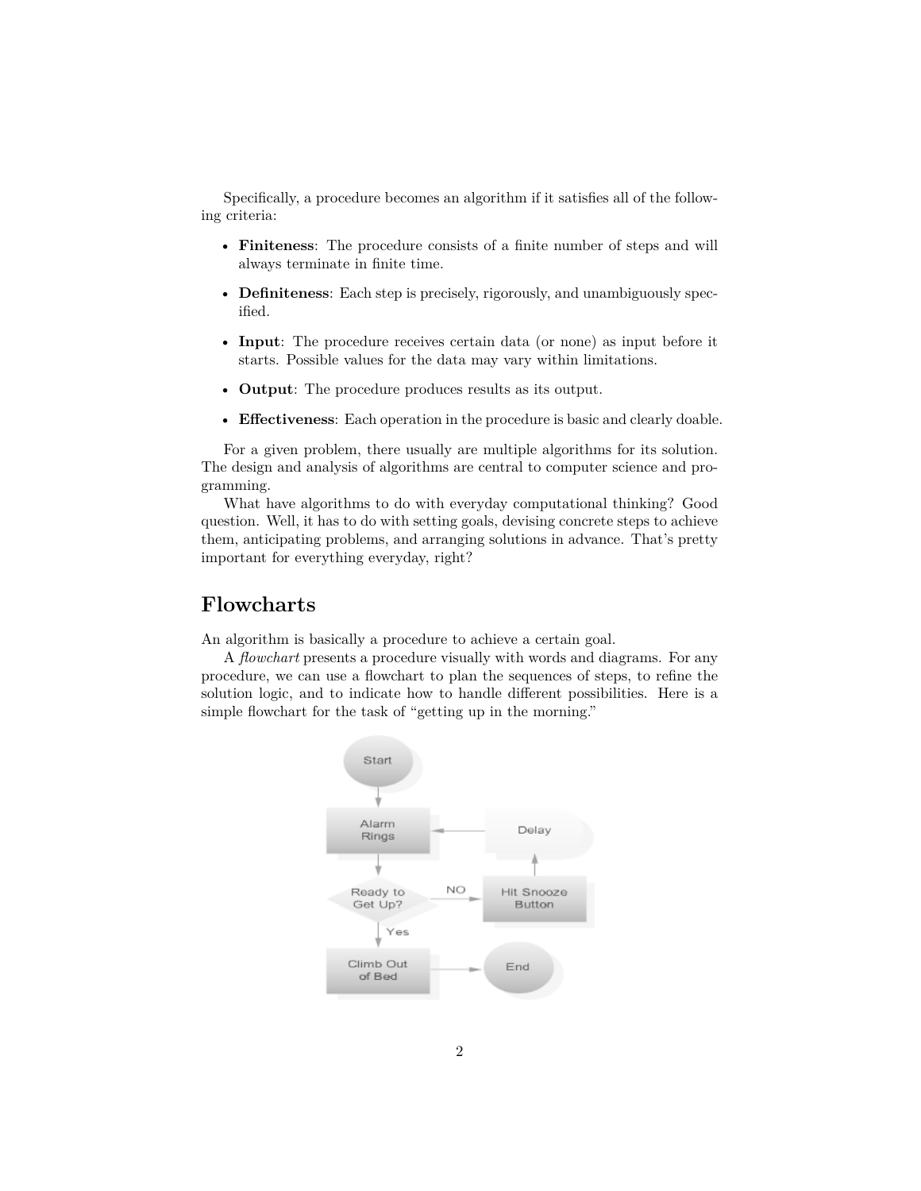Specifically, a procedure becomes an algorithm if it satisfies all of the following criteria:

- **Finiteness**: The procedure consists of a finite number of steps and will always terminate in finite time.
- **Definiteness**: Each step is precisely, rigorously, and unambiguously specified.
- **Input**: The procedure receives certain data (or none) as input before it starts. Possible values for the data may vary within limitations.
- **Output**: The procedure produces results as its output.
- **Effectiveness**: Each operation in the procedure is basic and clearly doable.

For a given problem, there usually are multiple algorithms for its solution. The design and analysis of algorithms are central to computer science and programming.

What have algorithms to do with everyday computational thinking? Good question. Well, it has to do with setting goals, devising concrete steps to achieve them, anticipating problems, and arranging solutions in advance. That's pretty important for everything everyday, right?

## Flowcharts

An algorithm is basically a procedure to achieve a certain goal.

A *flowchart* presents a procedure visually with words and diagrams. For any procedure, we can use a flowchart to plan the sequences of steps, to refine the solution logic, and to indicate how to handle different possibilities. Here is a simple flowchart for the task of "getting up in the morning."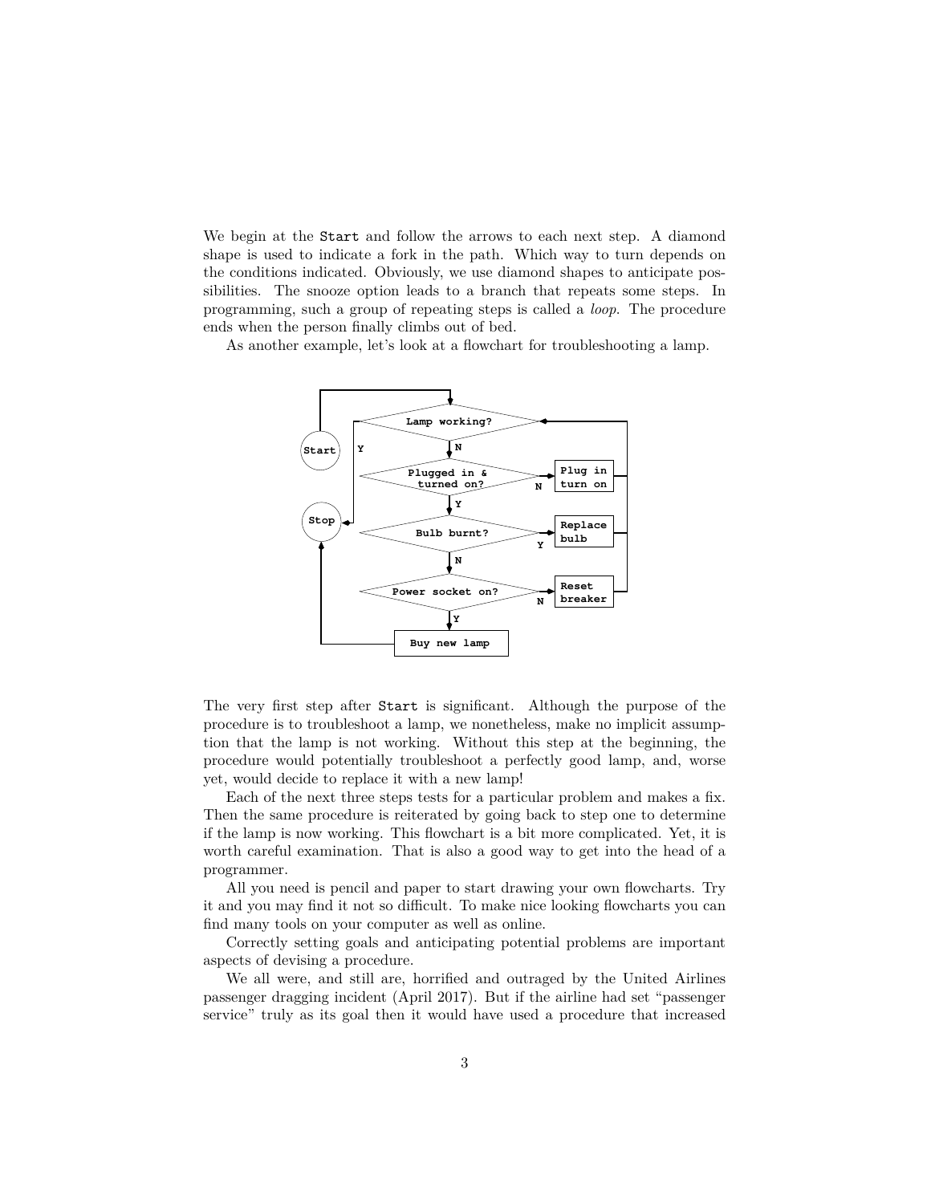We begin at the `Start` and follow the arrows to each next step. A diamond shape is used to indicate a fork in the path. Which way to turn depends on the conditions indicated. Obviously, we use diamond shapes to anticipate possibilities. The snooze option leads to a branch that repeats some steps. In programming, such a group of repeating steps is called a *loop*. The procedure ends when the person finally climbs out of bed.

As another example, let's look at a flowchart for troubleshooting a lamp.

The very first step after `Start` is significant. Although the purpose of the procedure is to troubleshoot a lamp, we nonetheless, make no implicit assumption that the lamp is not working. Without this step at the beginning, the procedure would potentially troubleshoot a perfectly good lamp, and, worse yet, would decide to replace it with a new lamp!

Each of the next three steps tests for a particular problem and makes a fix. Then the same procedure is reiterated by going back to step one to determine if the lamp is now working. This flowchart is a bit more complicated. Yet, it is worth careful examination. That is also a good way to get into the head of a programmer.

All you need is pencil and paper to start drawing your own flowcharts. Try it and you may find it not so difficult. To make nice looking flowcharts you can find many tools on your computer as well as online.

Correctly setting goals and anticipating potential problems are important aspects of devising a procedure.

We all were, and still are, horrified and outraged by the United Airlines passenger dragging incident (April 2017). But if the airline had set "passenger service" truly as its goal then it would have used a procedure that increased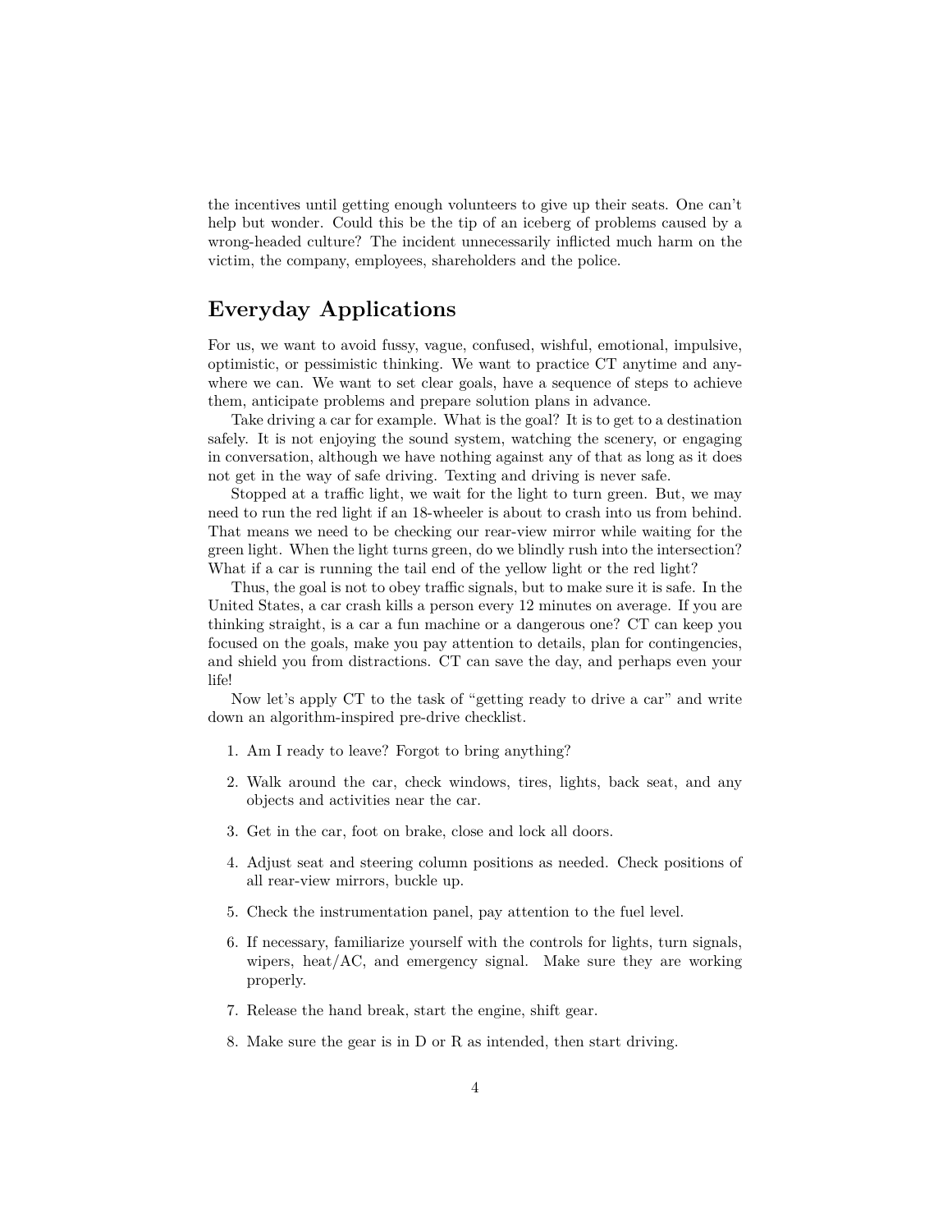the incentives until getting enough volunteers to give up their seats. One can't help but wonder. Could this be the tip of an iceberg of problems caused by a wrong-headed culture? The incident unnecessarily inflicted much harm on the victim, the company, employees, shareholders and the police.

## Everyday Applications

For us, we want to avoid fussy, vague, confused, wishful, emotional, impulsive, optimistic, or pessimistic thinking. We want to practice CT anytime and anywhere we can. We want to set clear goals, have a sequence of steps to achieve them, anticipate problems and prepare solution plans in advance.

Take driving a car for example. What is the goal? It is to get to a destination safely. It is not enjoying the sound system, watching the scenery, or engaging in conversation, although we have nothing against any of that as long as it does not get in the way of safe driving. Texting and driving is never safe.

Stopped at a traffic light, we wait for the light to turn green. But, we may need to run the red light if an 18-wheeler is about to crash into us from behind. That means we need to be checking our rear-view mirror while waiting for the green light. When the light turns green, do we blindly rush into the intersection? What if a car is running the tail end of the yellow light or the red light?

Thus, the goal is not to obey traffic signals, but to make sure it is safe. In the United States, a car crash kills a person every 12 minutes on average. If you are thinking straight, is a car a fun machine or a dangerous one? CT can keep you focused on the goals, make you pay attention to details, plan for contingencies, and shield you from distractions. CT can save the day, and perhaps even your life!

Now let's apply CT to the task of "getting ready to drive a car" and write down an algorithm-inspired pre-drive checklist.

1. Am I ready to leave? Forgot to bring anything?
2. Walk around the car, check windows, tires, lights, back seat, and any objects and activities near the car.
3. Get in the car, foot on brake, close and lock all doors.
4. Adjust seat and steering column positions as needed. Check positions of all rear-view mirrors, buckle up.
5. Check the instrumentation panel, pay attention to the fuel level.
6. If necessary, familiarize yourself with the controls for lights, turn signals, wipers, heat/AC, and emergency signal. Make sure they are working properly.
7. Release the hand break, start the engine, shift gear.
8. Make sure the gear is in D or R as intended, then start driving.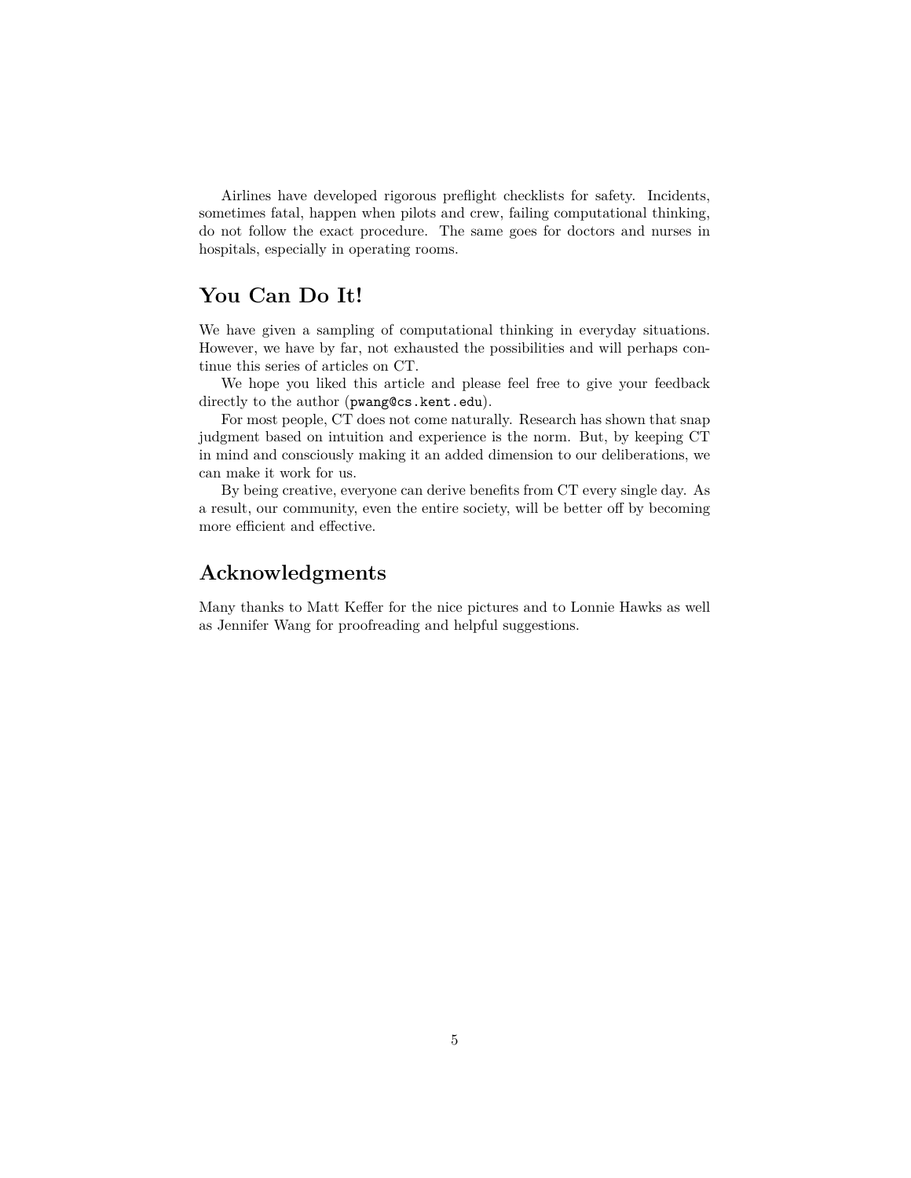Airlines have developed rigorous preflight checklists for safety. Incidents, sometimes fatal, happen when pilots and crew, failing computational thinking, do not follow the exact procedure. The same goes for doctors and nurses in hospitals, especially in operating rooms.

## You Can Do It!

We have given a sampling of computational thinking in everyday situations. However, we have by far, not exhausted the possibilities and will perhaps continue this series of articles on CT.

We hope you liked this article and please feel free to give your feedback directly to the author (`pwang@cs.kent.edu`).

For most people, CT does not come naturally. Research has shown that snap judgment based on intuition and experience is the norm. But, by keeping CT in mind and consciously making it an added dimension to our deliberations, we can make it work for us.

By being creative, everyone can derive benefits from CT every single day. As a result, our community, even the entire society, will be better off by becoming more efficient and effective.

## Acknowledgments

Many thanks to Matt Keffer for the nice pictures and to Lonnie Hawks as well as Jennifer Wang for proofreading and helpful suggestions.